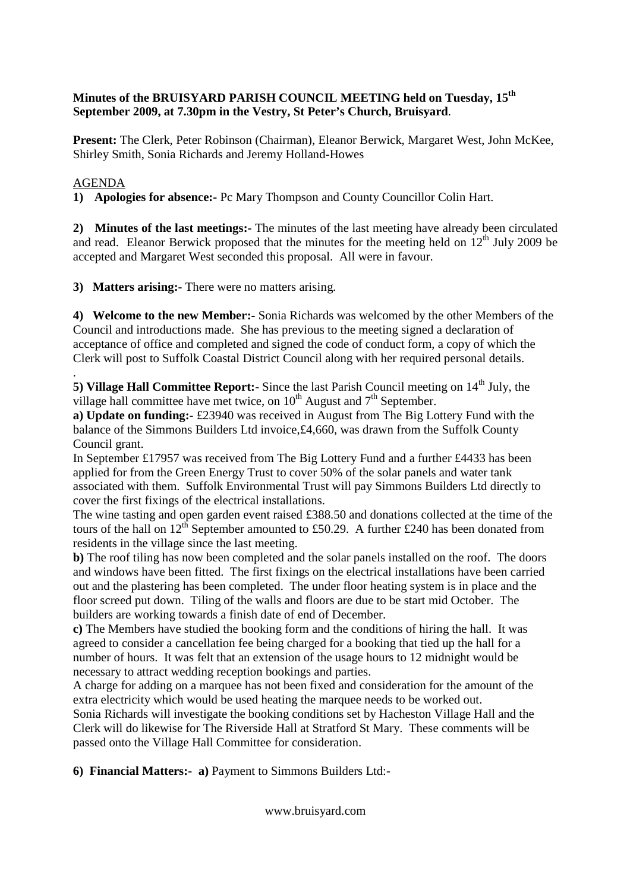**Minutes of the BRUISYARD PARISH COUNCIL MEETING held on Tuesday, 15th September 2009, at 7.30pm in the Vestry, St Peter's Church, Bruisyard**.

**Present:** The Clerk, Peter Robinson (Chairman), Eleanor Berwick, Margaret West, John McKee, Shirley Smith, Sonia Richards and Jeremy Holland-Howes

AGENDA

**1) Apologies for absence:-** Pc Mary Thompson and County Councillor Colin Hart.

**2) Minutes of the last meetings:-** The minutes of the last meeting have already been circulated and read. Eleanor Berwick proposed that the minutes for the meeting held on 12th July 2009 be accepted and Margaret West seconded this proposal. All were in favour.

**3) Matters arising:-** There were no matters arising.

**4) Welcome to the new Member:-** Sonia Richards was welcomed by the other Members of the Council and introductions made. She has previous to the meeting signed a declaration of acceptance of office and completed and signed the code of conduct form, a copy of which the Clerk will post to Suffolk Coastal District Council along with her required personal details.

.

**5) Village Hall Committee Report:-** Since the last Parish Council meeting on 14th July, the village hall committee have met twice, on 10th August and 7th September.

**a) Update on funding:-** £23940 was received in August from The Big Lottery Fund with the balance of the Simmons Builders Ltd invoice,£4,660, was drawn from the Suffolk County Council grant.

In September £17957 was received from The Big Lottery Fund and a further £4433 has been applied for from the Green Energy Trust to cover 50% of the solar panels and water tank associated with them. Suffolk Environmental Trust will pay Simmons Builders Ltd directly to cover the first fixings of the electrical installations.

The wine tasting and open garden event raised £388.50 and donations collected at the time of the tours of the hall on 12th September amounted to £50.29. A further £240 has been donated from residents in the village since the last meeting.

**b)** The roof tiling has now been completed and the solar panels installed on the roof. The doors and windows have been fitted. The first fixings on the electrical installations have been carried out and the plastering has been completed. The under floor heating system is in place and the floor screed put down. Tiling of the walls and floors are due to be start mid October. The builders are working towards a finish date of end of December.

**c)** The Members have studied the booking form and the conditions of hiring the hall. It was agreed to consider a cancellation fee being charged for a booking that tied up the hall for a number of hours. It was felt that an extension of the usage hours to 12 midnight would be necessary to attract wedding reception bookings and parties.

A charge for adding on a marquee has not been fixed and consideration for the amount of the extra electricity which would be used heating the marquee needs to be worked out.

Sonia Richards will investigate the booking conditions set by Hacheston Village Hall and the Clerk will do likewise for The Riverside Hall at Stratford St Mary. These comments will be passed onto the Village Hall Committee for consideration.

**6) Financial Matters:- a)** Payment to Simmons Builders Ltd:-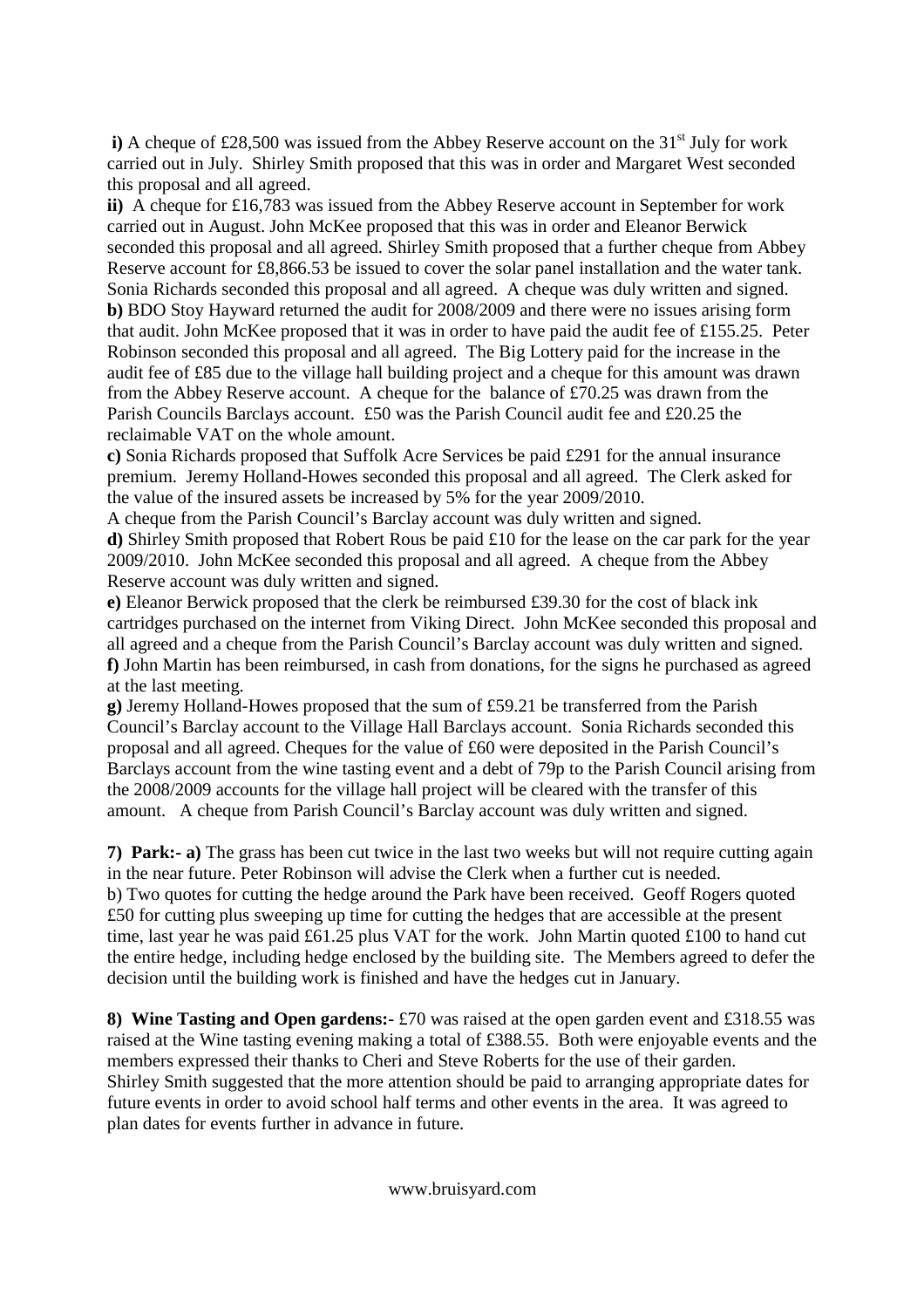**i)** A cheque of £28,500 was issued from the Abbey Reserve account on the 31st July for work carried out in July. Shirley Smith proposed that this was in order and Margaret West seconded this proposal and all agreed.

**ii)** A cheque for £16,783 was issued from the Abbey Reserve account in September for work carried out in August. John McKee proposed that this was in order and Eleanor Berwick seconded this proposal and all agreed. Shirley Smith proposed that a further cheque from Abbey Reserve account for £8,866.53 be issued to cover the solar panel installation and the water tank. Sonia Richards seconded this proposal and all agreed. A cheque was duly written and signed.

**b)** BDO Stoy Hayward returned the audit for 2008/2009 and there were no issues arising form that audit. John McKee proposed that it was in order to have paid the audit fee of £155.25. Peter Robinson seconded this proposal and all agreed. The Big Lottery paid for the increase in the audit fee of £85 due to the village hall building project and a cheque for this amount was drawn from the Abbey Reserve account. A cheque for the balance of £70.25 was drawn from the Parish Councils Barclays account. £50 was the Parish Council audit fee and £20.25 the reclaimable VAT on the whole amount.

**c)** Sonia Richards proposed that Suffolk Acre Services be paid £291 for the annual insurance premium. Jeremy Holland-Howes seconded this proposal and all agreed. The Clerk asked for the value of the insured assets be increased by 5% for the year 2009/2010.

A cheque from the Parish Council's Barclay account was duly written and signed.

**d)** Shirley Smith proposed that Robert Rous be paid £10 for the lease on the car park for the year 2009/2010. John McKee seconded this proposal and all agreed. A cheque from the Abbey Reserve account was duly written and signed.

**e)** Eleanor Berwick proposed that the clerk be reimbursed £39.30 for the cost of black ink cartridges purchased on the internet from Viking Direct. John McKee seconded this proposal and all agreed and a cheque from the Parish Council's Barclay account was duly written and signed.

**f)** John Martin has been reimbursed, in cash from donations, for the signs he purchased as agreed at the last meeting.

**g)** Jeremy Holland-Howes proposed that the sum of £59.21 be transferred from the Parish Council's Barclay account to the Village Hall Barclays account. Sonia Richards seconded this proposal and all agreed. Cheques for the value of £60 were deposited in the Parish Council's Barclays account from the wine tasting event and a debt of 79p to the Parish Council arising from the 2008/2009 accounts for the village hall project will be cleared with the transfer of this amount. A cheque from Parish Council's Barclay account was duly written and signed.

**7) Park:- a)** The grass has been cut twice in the last two weeks but will not require cutting again in the near future. Peter Robinson will advise the Clerk when a further cut is needed.

b) Two quotes for cutting the hedge around the Park have been received. Geoff Rogers quoted £50 for cutting plus sweeping up time for cutting the hedges that are accessible at the present time, last year he was paid £61.25 plus VAT for the work. John Martin quoted £100 to hand cut the entire hedge, including hedge enclosed by the building site. The Members agreed to defer the decision until the building work is finished and have the hedges cut in January.

**8) Wine Tasting and Open gardens:-** £70 was raised at the open garden event and £318.55 was raised at the Wine tasting evening making a total of £388.55. Both were enjoyable events and the members expressed their thanks to Cheri and Steve Roberts for the use of their garden.

Shirley Smith suggested that the more attention should be paid to arranging appropriate dates for future events in order to avoid school half terms and other events in the area. It was agreed to plan dates for events further in advance in future.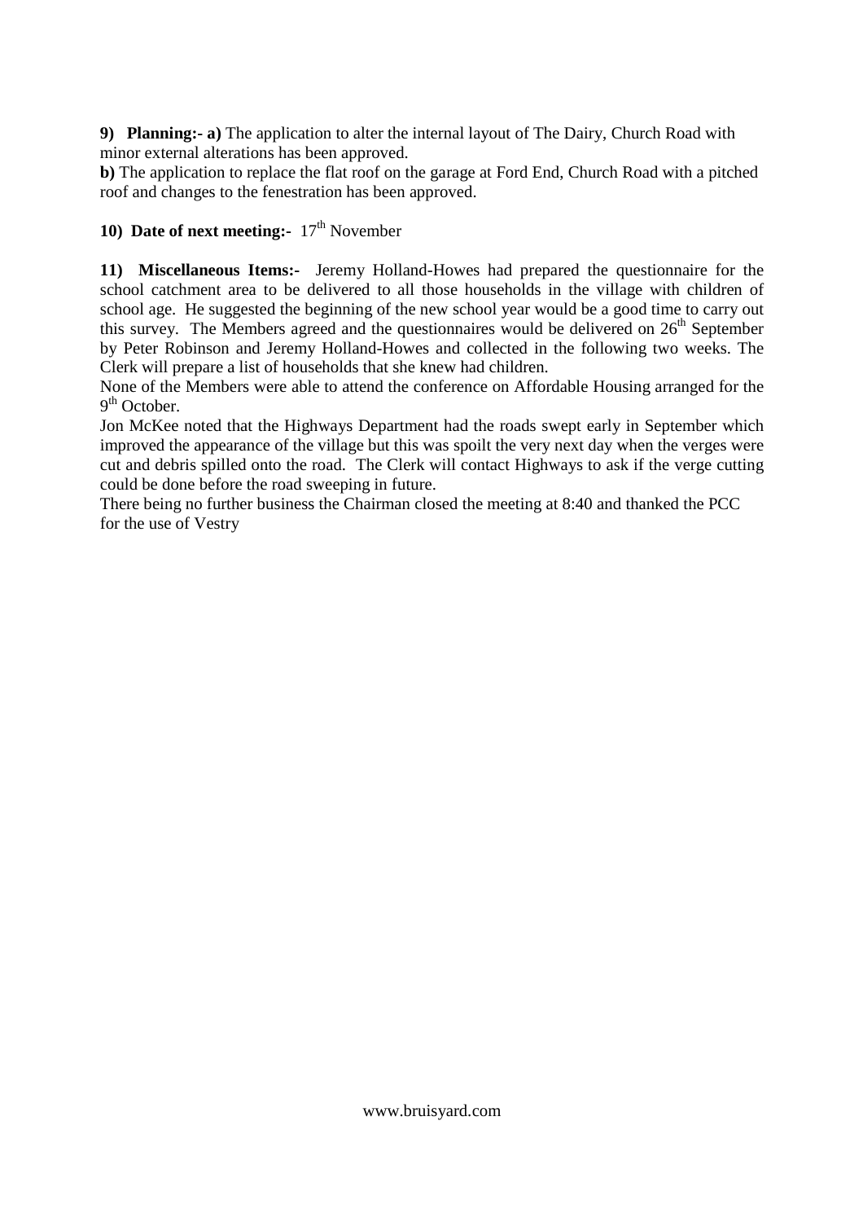**9) Planning:- a)** The application to alter the internal layout of The Dairy, Church Road with minor external alterations has been approved.

**b)** The application to replace the flat roof on the garage at Ford End, Church Road with a pitched roof and changes to the fenestration has been approved.

**10) Date of next meeting:-** 17th November

**11) Miscellaneous Items:-** Jeremy Holland-Howes had prepared the questionnaire for the school catchment area to be delivered to all those households in the village with children of school age. He suggested the beginning of the new school year would be a good time to carry out this survey. The Members agreed and the questionnaires would be delivered on 26th September by Peter Robinson and Jeremy Holland-Howes and collected in the following two weeks. The Clerk will prepare a list of households that she knew had children.

None of the Members were able to attend the conference on Affordable Housing arranged for the 9th October.

Jon McKee noted that the Highways Department had the roads swept early in September which improved the appearance of the village but this was spoilt the very next day when the verges were cut and debris spilled onto the road. The Clerk will contact Highways to ask if the verge cutting could be done before the road sweeping in future.

There being no further business the Chairman closed the meeting at 8:40 and thanked the PCC for the use of Vestry